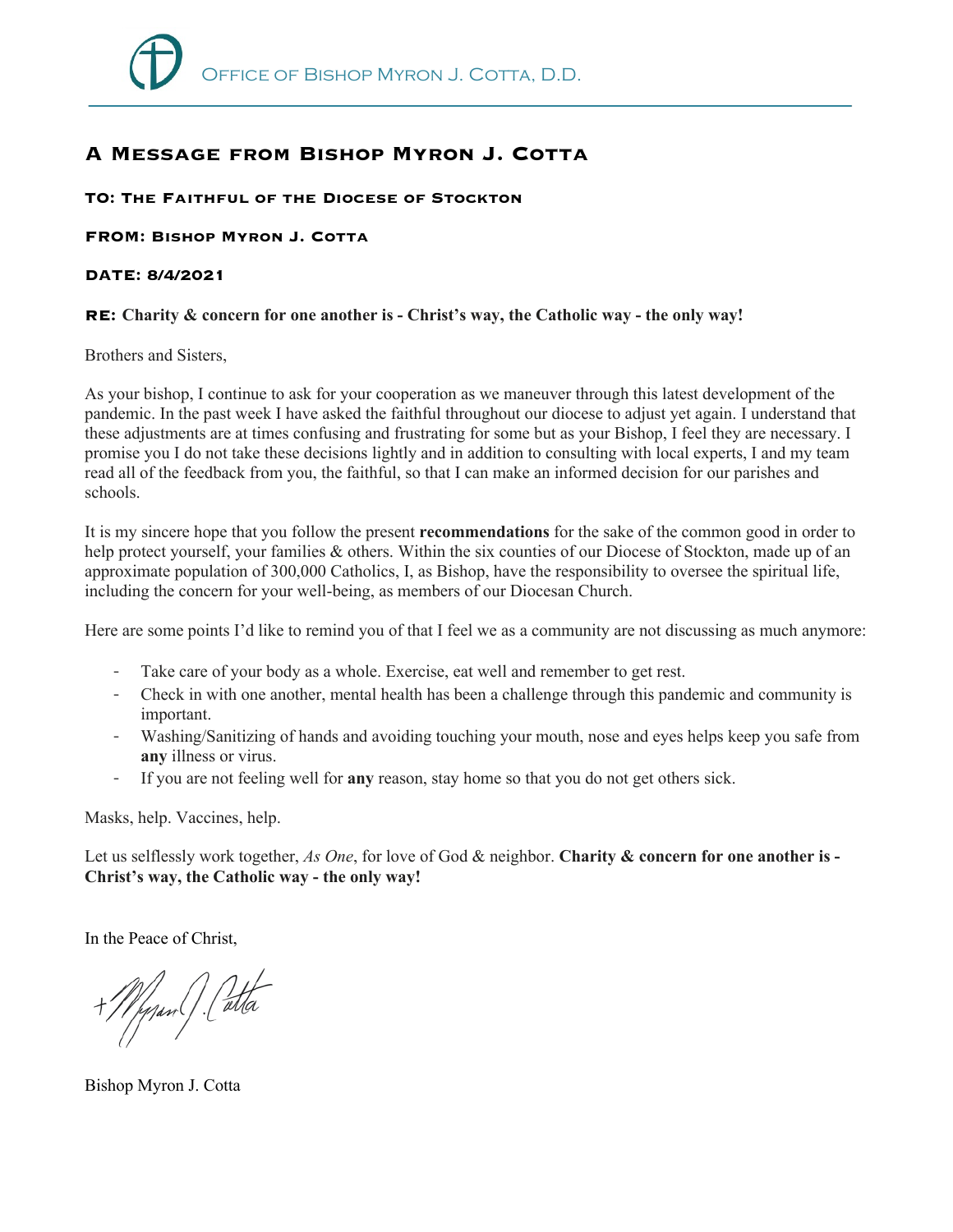Office of Bishop Myron J. Cotta, D.D.

# A Message from Bishop Myron J. Cotta

**TO: The Faithful of the Diocese of Stockton**

**FROM: Bishop Myron J. Cotta**

**DATE: 8/4/2021**

**RE: Charity & concern for one another is - Christ's way, the Catholic way - the only way!**

Brothers and Sisters,

As your bishop, I continue to ask for your cooperation as we maneuver through this latest development of the pandemic. In the past week I have asked the faithful throughout our diocese to adjust yet again. I understand that these adjustments are at times confusing and frustrating for some but as your Bishop, I feel they are necessary. I promise you I do not take these decisions lightly and in addition to consulting with local experts, I and my team read all of the feedback from you, the faithful, so that I can make an informed decision for our parishes and schools.

It is my sincere hope that you follow the present **recommendations** for the sake of the common good in order to help protect yourself, your families & others. Within the six counties of our Diocese of Stockton, made up of an approximate population of 300,000 Catholics, I, as Bishop, have the responsibility to oversee the spiritual life, including the concern for your well-being, as members of our Diocesan Church.

Here are some points I'd like to remind you of that I feel we as a community are not discussing as much anymore:

- Take care of your body as a whole. Exercise, eat well and remember to get rest.
- Check in with one another, mental health has been a challenge through this pandemic and community is important.
- Washing/Sanitizing of hands and avoiding touching your mouth, nose and eyes helps keep you safe from **any** illness or virus.
- If you are not feeling well for **any** reason, stay home so that you do not get others sick.

Masks, help. Vaccines, help.

Let us selflessly work together, *As One*, for love of God & neighbor. **Charity & concern for one another is - Christ's way, the Catholic way - the only way!**

In the Peace of Christ,

+Myron J. Cotta

Bishop Myron J. Cotta